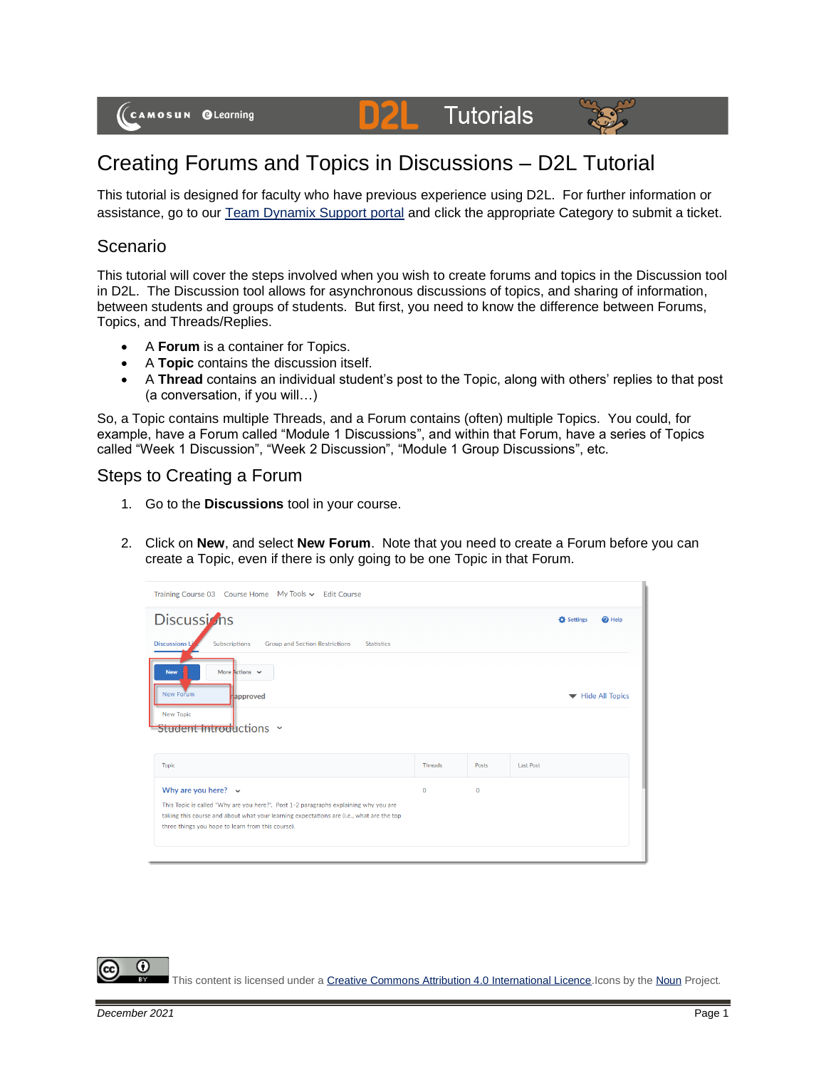# Creating Forums and Topics in Discussions – D2L Tutorial

This tutorial is designed for faculty who have previous experience using D2L. For further information or assistance, go to our [Team Dynamix Support portal]() and click the appropriate Category to submit a ticket.

## Scenario

This tutorial will cover the steps involved when you wish to create forums and topics in the Discussion tool in D2L. The Discussion tool allows for asynchronous discussions of topics, and sharing of information, between students and groups of students. But first, you need to know the difference between Forums, Topics, and Threads/Replies.

- A **Forum** is a container for Topics.
- A **Topic** contains the discussion itself.
- A **Thread** contains an individual student's post to the Topic, along with others' replies to that post (a conversation, if you will…)

So, a Topic contains multiple Threads, and a Forum contains (often) multiple Topics. You could, for example, have a Forum called "Module 1 Discussions", and within that Forum, have a series of Topics called "Week 1 Discussion", "Week 2 Discussion", "Module 1 Group Discussions", etc.

## Steps to Creating a Forum

1. Go to the **Discussions** tool in your course.

2. Click on **New**, and select **New Forum**. Note that you need to create a Forum before you can create a Topic, even if there is only going to be one Topic in that Forum.

This content is licensed under a [Creative Commons Attribution 4.0 International Licence](). Icons by the [Noun]() Project.

December 2021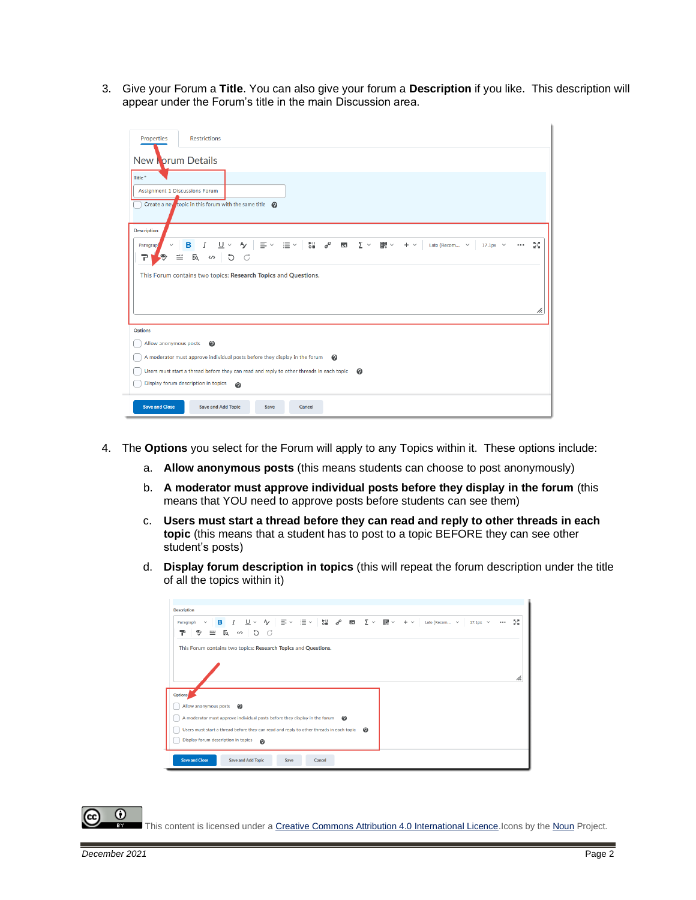3. Give your Forum a **Title**. You can also give your forum a **Description** if you like. This description will appear under the Forum's title in the main Discussion area.

4. The **Options** you select for the Forum will apply to any Topics within it. These options include:

   a. **Allow anonymous posts** (this means students can choose to post anonymously)

   b. **A moderator must approve individual posts before they display in the forum** (this means that YOU need to approve posts before students can see them)

   c. **Users must start a thread before they can read and reply to other threads in each topic** (this means that a student has to post to a topic BEFORE they can see other student's posts)

   d. **Display forum description in topics** (this will repeat the forum description under the title of all the topics within it)

This content is licensed under a Creative Commons Attribution 4.0 International Licence. Icons by the Noun Project.

*December 2021*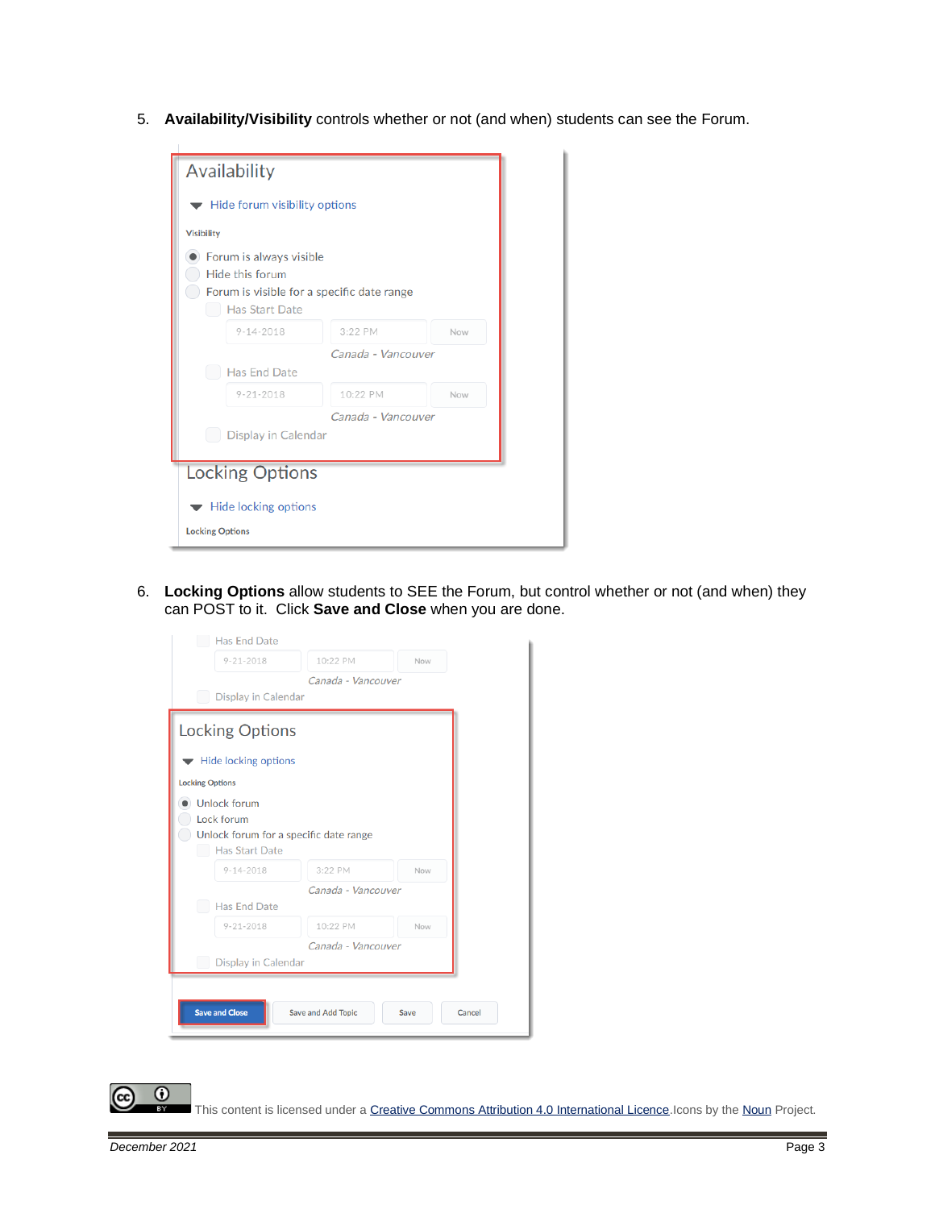5. **Availability/Visibility** controls whether or not (and when) students can see the Forum.

6. **Locking Options** allow students to SEE the Forum, but control whether or not (and when) they can POST to it. Click **Save and Close** when you are done.

This content is licensed under a Creative Commons Attribution 4.0 International Licence. Icons by the Noun Project.

December 2021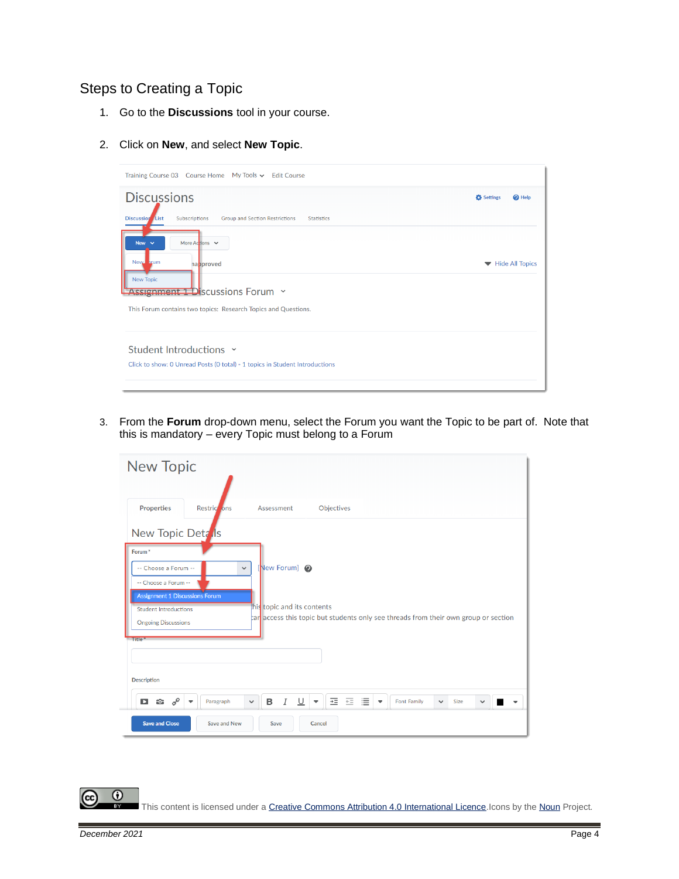## Steps to Creating a Topic

1. Go to the **Discussions** tool in your course.

2. Click on **New**, and select **New Topic**.

3. From the **Forum** drop-down menu, select the Forum you want the Topic to be part of. Note that this is mandatory – every Topic must belong to a Forum

This content is licensed under a Creative Commons Attribution 4.0 International Licence. Icons by the Noun Project.

December 2021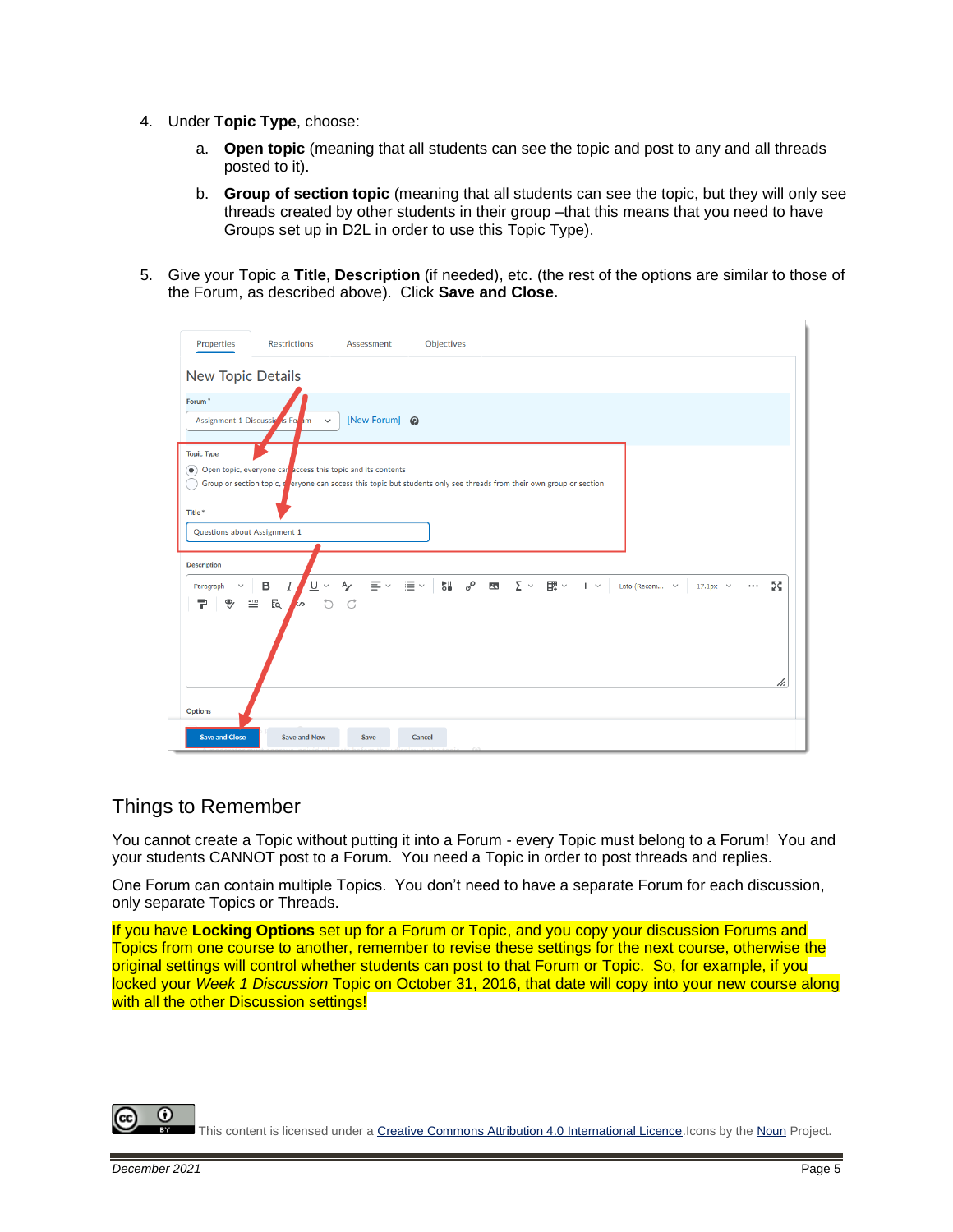4. Under **Topic Type**, choose:

    a. **Open topic** (meaning that all students can see the topic and post to any and all threads posted to it).

    b. **Group of section topic** (meaning that all students can see the topic, but they will only see threads created by other students in their group –that this means that you need to have Groups set up in D2L in order to use this Topic Type).

5. Give your Topic a **Title**, **Description** (if needed), etc. (the rest of the options are similar to those of the Forum, as described above). Click **Save and Close.**

## Things to Remember

You cannot create a Topic without putting it into a Forum - every Topic must belong to a Forum! You and your students CANNOT post to a Forum. You need a Topic in order to post threads and replies.

One Forum can contain multiple Topics. You don't need to have a separate Forum for each discussion, only separate Topics or Threads.

If you have **Locking Options** set up for a Forum or Topic, and you copy your discussion Forums and Topics from one course to another, remember to revise these settings for the next course, otherwise the original settings will control whether students can post to that Forum or Topic. So, for example, if you locked your *Week 1 Discussion* Topic on October 31, 2016, that date will copy into your new course along with all the other Discussion settings!

This content is licensed under a Creative Commons Attribution 4.0 International Licence. Icons by the Noun Project.

December 2021